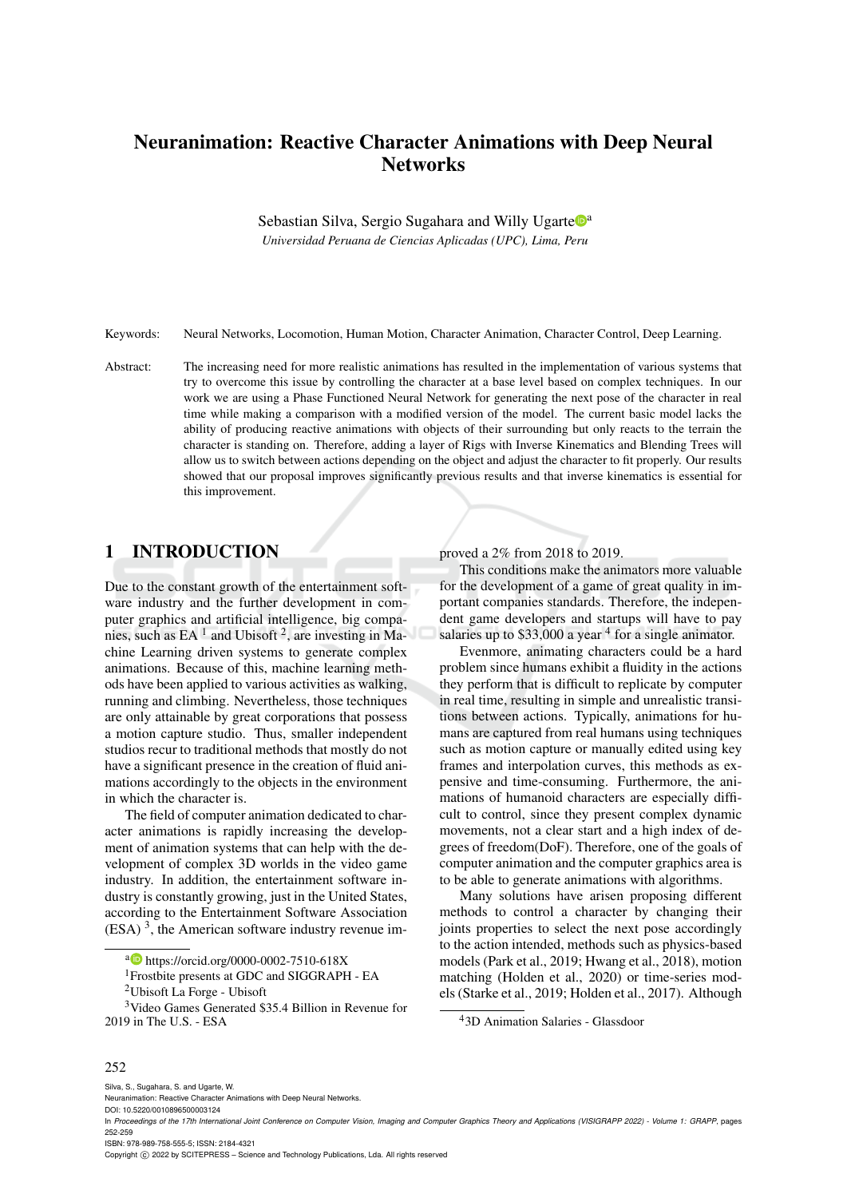# Neuranimation: Reactive Character Animations with Deep Neural Networks

Sebastian Silva, Sergio Sugahara and Willy Ugarte[a]

*Universidad Peruana de Ciencias Aplicadas (UPC), Lima, Peru*

Keywords: Neural Networks, Locomotion, Human Motion, Character Animation, Character Control, Deep Learning.

Abstract: The increasing need for more realistic animations has resulted in the implementation of various systems that try to overcome this issue by controlling the character at a base level based on complex techniques. In our work we are using a Phase Functioned Neural Network for generating the next pose of the character in real time while making a comparison with a modified version of the model. The current basic model lacks the ability of producing reactive animations with objects of their surrounding but only reacts to the terrain the character is standing on. Therefore, adding a layer of Rigs with Inverse Kinematics and Blending Trees will allow us to switch between actions depending on the object and adjust the character to fit properly. Our results showed that our proposal improves significantly previous results and that inverse kinematics is essential for this improvement.

## 1 INTRODUCTION

Due to the constant growth of the entertainment software industry and the further development in computer graphics and artificial intelligence, big companies, such as EA [1] and Ubisoft [2], are investing in Machine Learning driven systems to generate complex animations. Because of this, machine learning methods have been applied to various activities as walking, running and climbing. Nevertheless, those techniques are only attainable by great corporations that possess a motion capture studio. Thus, smaller independent studios recur to traditional methods that mostly do not have a significant presence in the creation of fluid animations accordingly to the objects in the environment in which the character is.

The field of computer animation dedicated to character animations is rapidly increasing the development of animation systems that can help with the development of complex 3D worlds in the video game industry. In addition, the entertainment software industry is constantly growing, just in the United States, according to the Entertainment Software Association (ESA) [3], the American software industry revenue improved a 2% from 2018 to 2019.

This conditions make the animators more valuable for the development of a game of great quality in important companies standards. Therefore, the independent game developers and startups will have to pay salaries up to $33,000 a year [4] for a single animator.

Evenmore, animating characters could be a hard problem since humans exhibit a fluidity in the actions they perform that is difficult to replicate by computer in real time, resulting in simple and unrealistic transitions between actions. Typically, animations for humans are captured from real humans using techniques such as motion capture or manually edited using key frames and interpolation curves, this methods as expensive and time-consuming. Furthermore, the animations of humanoid characters are especially difficult to control, since they present complex dynamic movements, not a clear start and a high index of degrees of freedom(DoF). Therefore, one of the goals of computer animation and the computer graphics area is to be able to generate animations with algorithms.

Many solutions have arisen proposing different methods to control a character by changing their joints properties to select the next pose accordingly to the action intended, methods such as physics-based models (Park et al., 2019; Hwang et al., 2018), motion matching (Holden et al., 2020) or time-series models (Starke et al., 2019; Holden et al., 2017). Although

[a] https://orcid.org/0000-0002-7510-618X

[1] Frostbite presents at GDC and SIGGRAPH - EA

[2] Ubisoft La Forge - Ubisoft

[3] Video Games Generated $35.4 Billion in Revenue for 2019 in The U.S. - ESA

[4] 3D Animation Salaries - Glassdoor

Silva, S., Sugahara, S. and Ugarte, W.
Neuranimation: Reactive Character Animations with Deep Neural Networks.
DOI: 10.5220/0010896500003124
In *Proceedings of the 17th International Joint Conference on Computer Vision, Imaging and Computer Graphics Theory and Applications (VISIGRAPP 2022) - Volume 1: GRAPP*, pages 252-259
ISBN: 978-989-758-555-5; ISSN: 2184-4321
Copyright © 2022 by SCITEPRESS – Science and Technology Publications, Lda. All rights reserved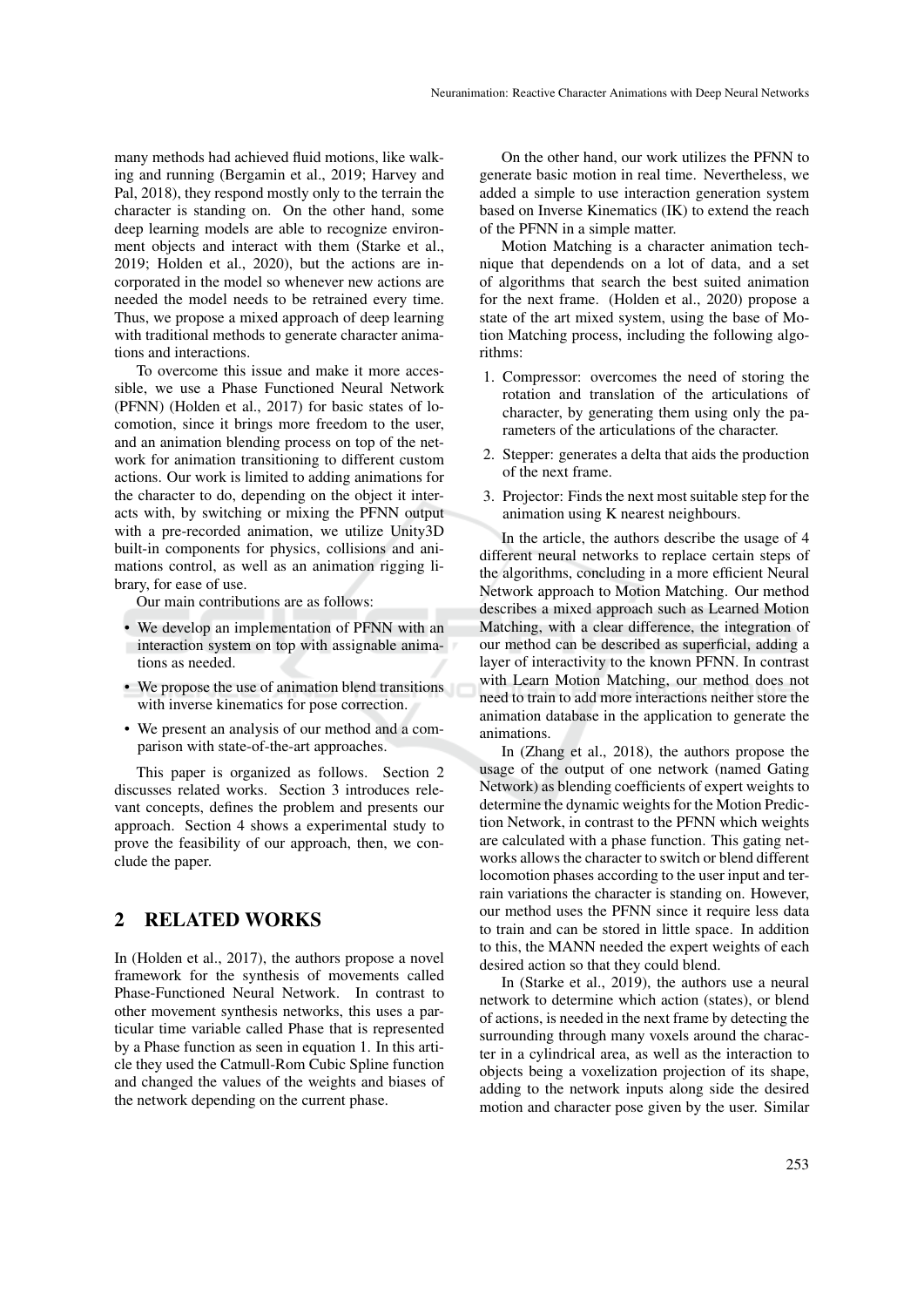many methods had achieved fluid motions, like walking and running (Bergamin et al., 2019; Harvey and Pal, 2018), they respond mostly only to the terrain the character is standing on. On the other hand, some deep learning models are able to recognize environment objects and interact with them (Starke et al., 2019; Holden et al., 2020), but the actions are incorporated in the model so whenever new actions are needed the model needs to be retrained every time. Thus, we propose a mixed approach of deep learning with traditional methods to generate character animations and interactions.

To overcome this issue and make it more accessible, we use a Phase Functioned Neural Network (PFNN) (Holden et al., 2017) for basic states of locomotion, since it brings more freedom to the user, and an animation blending process on top of the network for animation transitioning to different custom actions. Our work is limited to adding animations for the character to do, depending on the object it interacts with, by switching or mixing the PFNN output with a pre-recorded animation, we utilize Unity3D built-in components for physics, collisions and animations control, as well as an animation rigging library, for ease of use.

Our main contributions are as follows:

- We develop an implementation of PFNN with an interaction system on top with assignable animations as needed.
- We propose the use of animation blend transitions with inverse kinematics for pose correction.
- We present an analysis of our method and a comparison with state-of-the-art approaches.

This paper is organized as follows. Section 2 discusses related works. Section 3 introduces relevant concepts, defines the problem and presents our approach. Section 4 shows a experimental study to prove the feasibility of our approach, then, we conclude the paper.

## 2 RELATED WORKS

In (Holden et al., 2017), the authors propose a novel framework for the synthesis of movements called Phase-Functioned Neural Network. In contrast to other movement synthesis networks, this uses a particular time variable called Phase that is represented by a Phase function as seen in equation 1. In this article they used the Catmull-Rom Cubic Spline function and changed the values of the weights and biases of the network depending on the current phase.

On the other hand, our work utilizes the PFNN to generate basic motion in real time. Nevertheless, we added a simple to use interaction generation system based on Inverse Kinematics (IK) to extend the reach of the PFNN in a simple matter.

Motion Matching is a character animation technique that dependends on a lot of data, and a set of algorithms that search the best suited animation for the next frame. (Holden et al., 2020) propose a state of the art mixed system, using the base of Motion Matching process, including the following algorithms:

1. Compressor: overcomes the need of storing the rotation and translation of the articulations of character, by generating them using only the parameters of the articulations of the character.
2. Stepper: generates a delta that aids the production of the next frame.
3. Projector: Finds the next most suitable step for the animation using K nearest neighbours.

In the article, the authors describe the usage of 4 different neural networks to replace certain steps of the algorithms, concluding in a more efficient Neural Network approach to Motion Matching. Our method describes a mixed approach such as Learned Motion Matching, with a clear difference, the integration of our method can be described as superficial, adding a layer of interactivity to the known PFNN. In contrast with Learn Motion Matching, our method does not need to train to add more interactions neither store the animation database in the application to generate the animations.

In (Zhang et al., 2018), the authors propose the usage of the output of one network (named Gating Network) as blending coefficients of expert weights to determine the dynamic weights for the Motion Prediction Network, in contrast to the PFNN which weights are calculated with a phase function. This gating networks allows the character to switch or blend different locomotion phases according to the user input and terrain variations the character is standing on. However, our method uses the PFNN since it require less data to train and can be stored in little space. In addition to this, the MANN needed the expert weights of each desired action so that they could blend.

In (Starke et al., 2019), the authors use a neural network to determine which action (states), or blend of actions, is needed in the next frame by detecting the surrounding through many voxels around the character in a cylindrical area, as well as the interaction to objects being a voxelization projection of its shape, adding to the network inputs along side the desired motion and character pose given by the user. Similar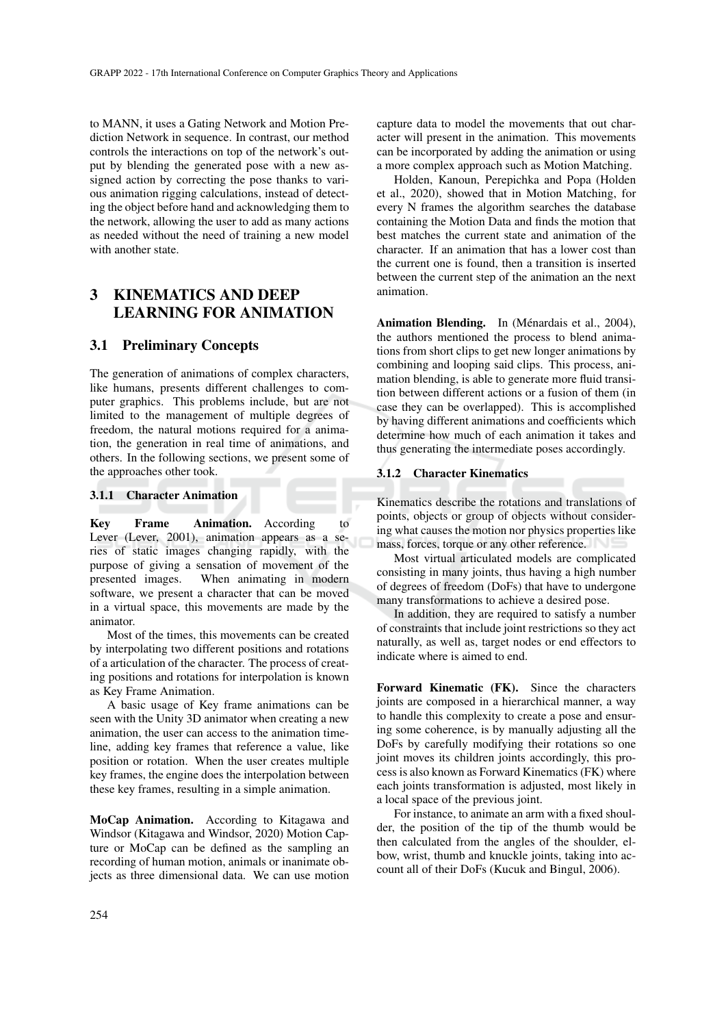to MANN, it uses a Gating Network and Motion Prediction Network in sequence. In contrast, our method controls the interactions on top of the network's output by blending the generated pose with a new assigned action by correcting the pose thanks to various animation rigging calculations, instead of detecting the object before hand and acknowledging them to the network, allowing the user to add as many actions as needed without the need of training a new model with another state.

# 3 KINEMATICS AND DEEP LEARNING FOR ANIMATION

## 3.1 Preliminary Concepts

The generation of animations of complex characters, like humans, presents different challenges to computer graphics. This problems include, but are not limited to the management of multiple degrees of freedom, the natural motions required for a animation, the generation in real time of animations, and others. In the following sections, we present some of the approaches other took.

### 3.1.1 Character Animation

**Key Frame Animation.** According to Lever (Lever, 2001), animation appears as a series of static images changing rapidly, with the purpose of giving a sensation of movement of the presented images. When animating in modern software, we present a character that can be moved in a virtual space, this movements are made by the animator.

Most of the times, this movements can be created by interpolating two different positions and rotations of a articulation of the character. The process of creating positions and rotations for interpolation is known as Key Frame Animation.

A basic usage of Key frame animations can be seen with the Unity 3D animator when creating a new animation, the user can access to the animation timeline, adding key frames that reference a value, like position or rotation. When the user creates multiple key frames, the engine does the interpolation between these key frames, resulting in a simple animation.

**MoCap Animation.** According to Kitagawa and Windsor (Kitagawa and Windsor, 2020) Motion Capture or MoCap can be defined as the sampling an recording of human motion, animals or inanimate objects as three dimensional data. We can use motion capture data to model the movements that out character will present in the animation. This movements can be incorporated by adding the animation or using a more complex approach such as Motion Matching.

Holden, Kanoun, Perepichka and Popa (Holden et al., 2020), showed that in Motion Matching, for every N frames the algorithm searches the database containing the Motion Data and finds the motion that best matches the current state and animation of the character. If an animation that has a lower cost than the current one is found, then a transition is inserted between the current step of the animation an the next animation.

**Animation Blending.** In (Ménardais et al., 2004), the authors mentioned the process to blend animations from short clips to get new longer animations by combining and looping said clips. This process, animation blending, is able to generate more fluid transition between different actions or a fusion of them (in case they can be overlapped). This is accomplished by having different animations and coefficients which determine how much of each animation it takes and thus generating the intermediate poses accordingly.

### 3.1.2 Character Kinematics

Kinematics describe the rotations and translations of points, objects or group of objects without considering what causes the motion nor physics properties like mass, forces, torque or any other reference.

Most virtual articulated models are complicated consisting in many joints, thus having a high number of degrees of freedom (DoFs) that have to undergone many transformations to achieve a desired pose.

In addition, they are required to satisfy a number of constraints that include joint restrictions so they act naturally, as well as, target nodes or end effectors to indicate where is aimed to end.

**Forward Kinematic (FK).** Since the characters joints are composed in a hierarchical manner, a way to handle this complexity to create a pose and ensuring some coherence, is by manually adjusting all the DoFs by carefully modifying their rotations so one joint moves its children joints accordingly, this process is also known as Forward Kinematics (FK) where each joints transformation is adjusted, most likely in a local space of the previous joint.

For instance, to animate an arm with a fixed shoulder, the position of the tip of the thumb would be then calculated from the angles of the shoulder, elbow, wrist, thumb and knuckle joints, taking into account all of their DoFs (Kucuk and Bingul, 2006).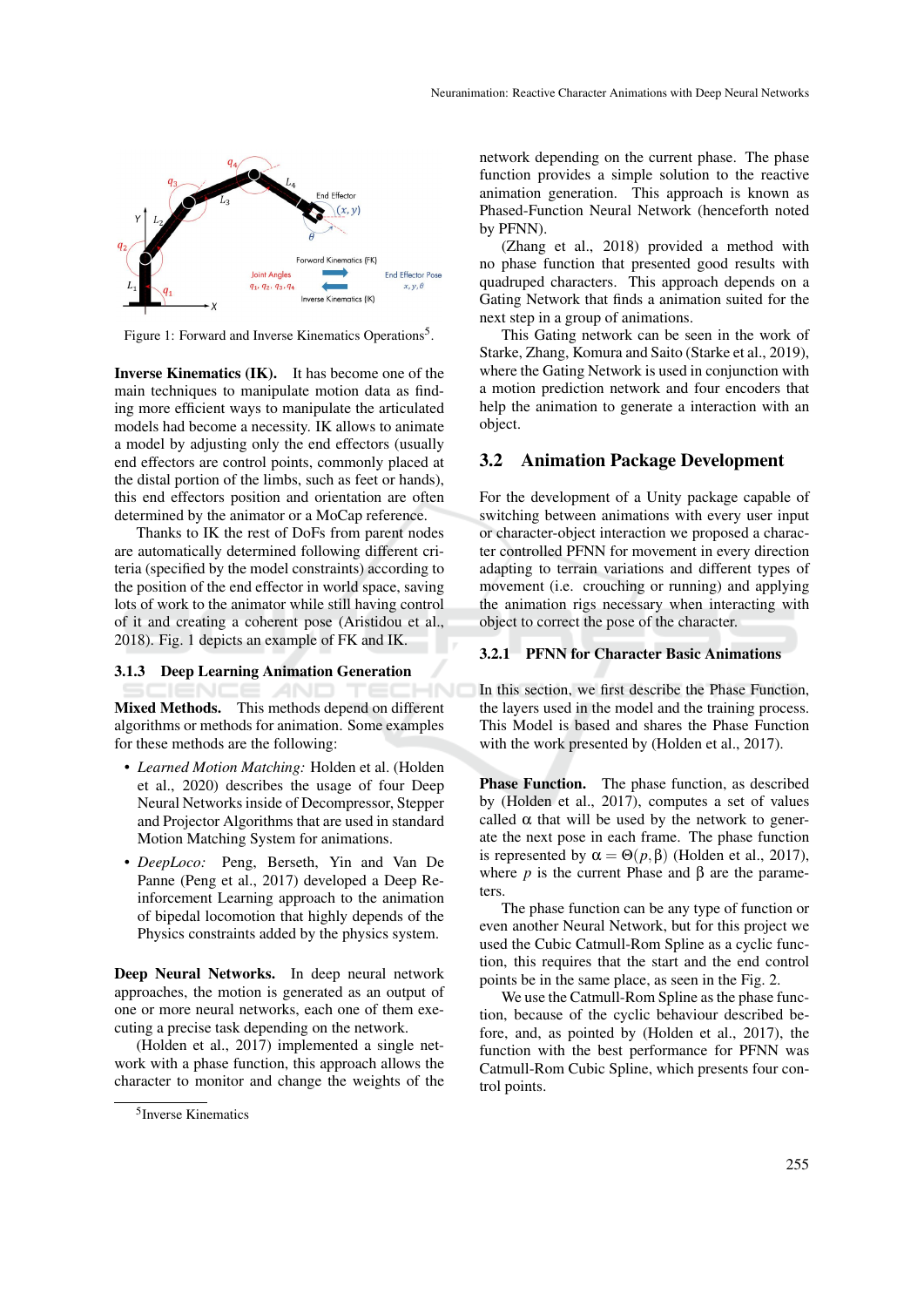Figure 1: Forward and Inverse Kinematics Operations[5].

**Inverse Kinematics (IK).** It has become one of the main techniques to manipulate motion data as finding more efficient ways to manipulate the articulated models had become a necessity. IK allows to animate a model by adjusting only the end effectors (usually end effectors are control points, commonly placed at the distal portion of the limbs, such as feet or hands), this end effectors position and orientation are often determined by the animator or a MoCap reference.

Thanks to IK the rest of DoFs from parent nodes are automatically determined following different criteria (specified by the model constraints) according to the position of the end effector in world space, saving lots of work to the animator while still having control of it and creating a coherent pose (Aristidou et al., 2018). Fig. 1 depicts an example of FK and IK.

### 3.1.3 Deep Learning Animation Generation

**Mixed Methods.** This methods depend on different algorithms or methods for animation. Some examples for these methods are the following:

- *Learned Motion Matching:* Holden et al. (Holden et al., 2020) describes the usage of four Deep Neural Networks inside of Decompressor, Stepper and Projector Algorithms that are used in standard Motion Matching System for animations.
- *DeepLoco:* Peng, Berseth, Yin and Van De Panne (Peng et al., 2017) developed a Deep Reinforcement Learning approach to the animation of bipedal locomotion that highly depends of the Physics constraints added by the physics system.

**Deep Neural Networks.** In deep neural network approaches, the motion is generated as an output of one or more neural networks, each one of them executing a precise task depending on the network.

(Holden et al., 2017) implemented a single network with a phase function, this approach allows the character to monitor and change the weights of the network depending on the current phase. The phase function provides a simple solution to the reactive animation generation. This approach is known as Phased-Function Neural Network (henceforth noted by PFNN).

(Zhang et al., 2018) provided a method with no phase function that presented good results with quadruped characters. This approach depends on a Gating Network that finds a animation suited for the next step in a group of animations.

This Gating network can be seen in the work of Starke, Zhang, Komura and Saito (Starke et al., 2019), where the Gating Network is used in conjunction with a motion prediction network and four encoders that help the animation to generate a interaction with an object.

## 3.2 Animation Package Development

For the development of a Unity package capable of switching between animations with every user input or character-object interaction we proposed a character controlled PFNN for movement in every direction adapting to terrain variations and different types of movement (i.e. crouching or running) and applying the animation rigs necessary when interacting with object to correct the pose of the character.

### 3.2.1 PFNN for Character Basic Animations

In this section, we first describe the Phase Function, the layers used in the model and the training process. This Model is based and shares the Phase Function with the work presented by (Holden et al., 2017).

**Phase Function.** The phase function, as described by (Holden et al., 2017), computes a set of values called $\alpha$ that will be used by the network to generate the next pose in each frame. The phase function is represented by $\alpha = \Theta(p, \beta)$ (Holden et al., 2017), where $p$ is the current Phase and $\beta$ are the parameters.

The phase function can be any type of function or even another Neural Network, but for this project we used the Cubic Catmull-Rom Spline as a cyclic function, this requires that the start and the end control points be in the same place, as seen in the Fig. 2.

We use the Catmull-Rom Spline as the phase function, because of the cyclic behaviour described before, and, as pointed by (Holden et al., 2017), the function with the best performance for PFNN was Catmull-Rom Cubic Spline, which presents four control points.

[5] Inverse Kinematics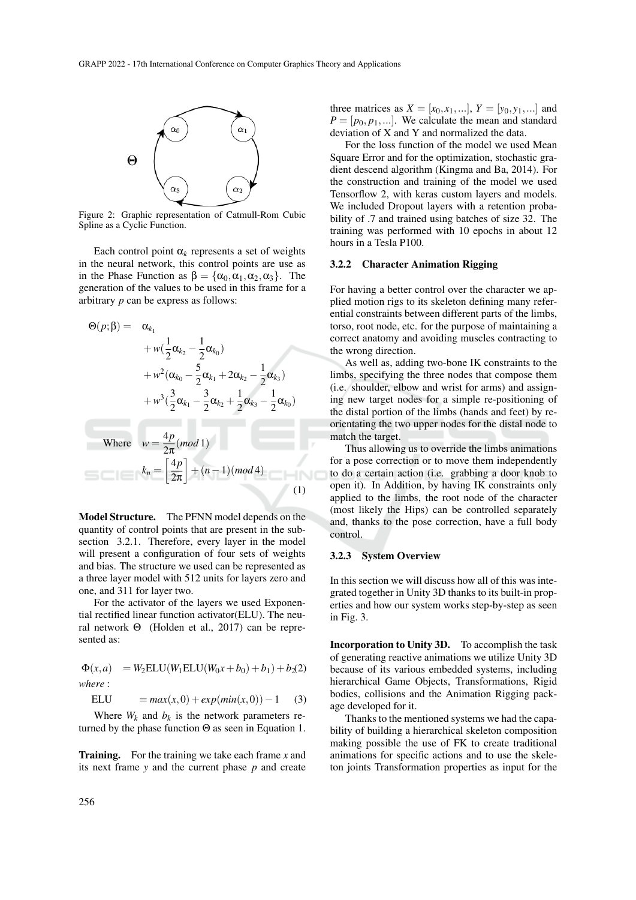Figure 2: Graphic representation of Catmull-Rom Cubic Spline as a Cyclic Function.

Each control point $\alpha_k$ represents a set of weights in the neural network, this control points are use as in the Phase Function as $\beta = \{\alpha_0, \alpha_1, \alpha_2, \alpha_3\}$. The generation of the values to be used in this frame for a arbitrary $p$ can be express as follows:

$$
\begin{aligned}
\Theta(p;\beta) = \quad & \alpha_{k_1} \\
& + w(\frac{1}{2}\alpha_{k_2} - \frac{1}{2}\alpha_{k_0}) \\
& + w^2(\alpha_{k_0} - \frac{5}{2}\alpha_{k_1} + 2\alpha_{k_2} - \frac{1}{2}\alpha_{k_3}) \\
& + w^3(\frac{3}{2}\alpha_{k_1} - \frac{3}{2}\alpha_{k_2} + \frac{1}{2}\alpha_{k_3} - \frac{1}{2}\alpha_{k_0}) \\
\text{Where} \quad & w = \frac{4p}{2\pi}(mod\, 1) \\
& k_n = \left[\frac{4p}{2\pi}\right] + (n-1)(mod\, 4)
\end{aligned}
\tag{1}
$$

**Model Structure.** The PFNN model depends on the quantity of control points that are present in the subsection 3.2.1. Therefore, every layer in the model will present a configuration of four sets of weights and bias. The structure we used can be represented as a three layer model with 512 units for layers zero and one, and 311 for layer two.

For the activator of the layers we used Exponential rectified linear function activator(ELU). The neural network $\Theta$ (Holden et al., 2017) can be represented as:

$$\Phi(x,a) = W_2 \text{ELU}(W_1 \text{ELU}(W_0 x + b_0) + b_1) + b_2 \tag{2}$$

*where* :

$$\text{ELU} = max(x,0) + exp(min(x,0)) - 1 \tag{3}$$

Where $W_k$ and $b_k$ is the network parameters returned by the phase function $\Theta$ as seen in Equation 1.

**Training.** For the training we take each frame $x$ and its next frame $y$ and the current phase $p$ and create three matrices as $X = [x_0, x_1, ...]$, $Y = [y_0, y_1, ...]$ and $P = [p_0, p_1, ...]$. We calculate the mean and standard deviation of X and Y and normalized the data.

For the loss function of the model we used Mean Square Error and for the optimization, stochastic gradient descend algorithm (Kingma and Ba, 2014). For the construction and training of the model we used Tensorflow 2, with keras custom layers and models. We included Dropout layers with a retention probability of .7 and trained using batches of size 32. The training was performed with 10 epochs in about 12 hours in a Tesla P100.

#### 3.2.2 Character Animation Rigging

For having a better control over the character we applied motion rigs to its skeleton defining many referential constraints between different parts of the limbs, torso, root node, etc. for the purpose of maintaining a correct anatomy and avoiding muscles contracting to the wrong direction.

As well as, adding two-bone IK constraints to the limbs, specifying the three nodes that compose them (i.e. shoulder, elbow and wrist for arms) and assigning new target nodes for a simple re-positioning of the distal portion of the limbs (hands and feet) by reorientating the two upper nodes for the distal node to match the target.

Thus allowing us to override the limbs animations for a pose correction or to move them independently to do a certain action (i.e. grabbing a door knob to open it). In Addition, by having IK constraints only applied to the limbs, the root node of the character (most likely the Hips) can be controlled separately and, thanks to the pose correction, have a full body control.

#### 3.2.3 System Overview

In this section we will discuss how all of this was integrated together in Unity 3D thanks to its built-in properties and how our system works step-by-step as seen in Fig. 3.

**Incorporation to Unity 3D.** To accomplish the task of generating reactive animations we utilize Unity 3D because of its various embedded systems, including hierarchical Game Objects, Transformations, Rigid bodies, collisions and the Animation Rigging package developed for it.

Thanks to the mentioned systems we had the capability of building a hierarchical skeleton composition making possible the use of FK to create traditional animations for specific actions and to use the skeleton joints Transformation properties as input for the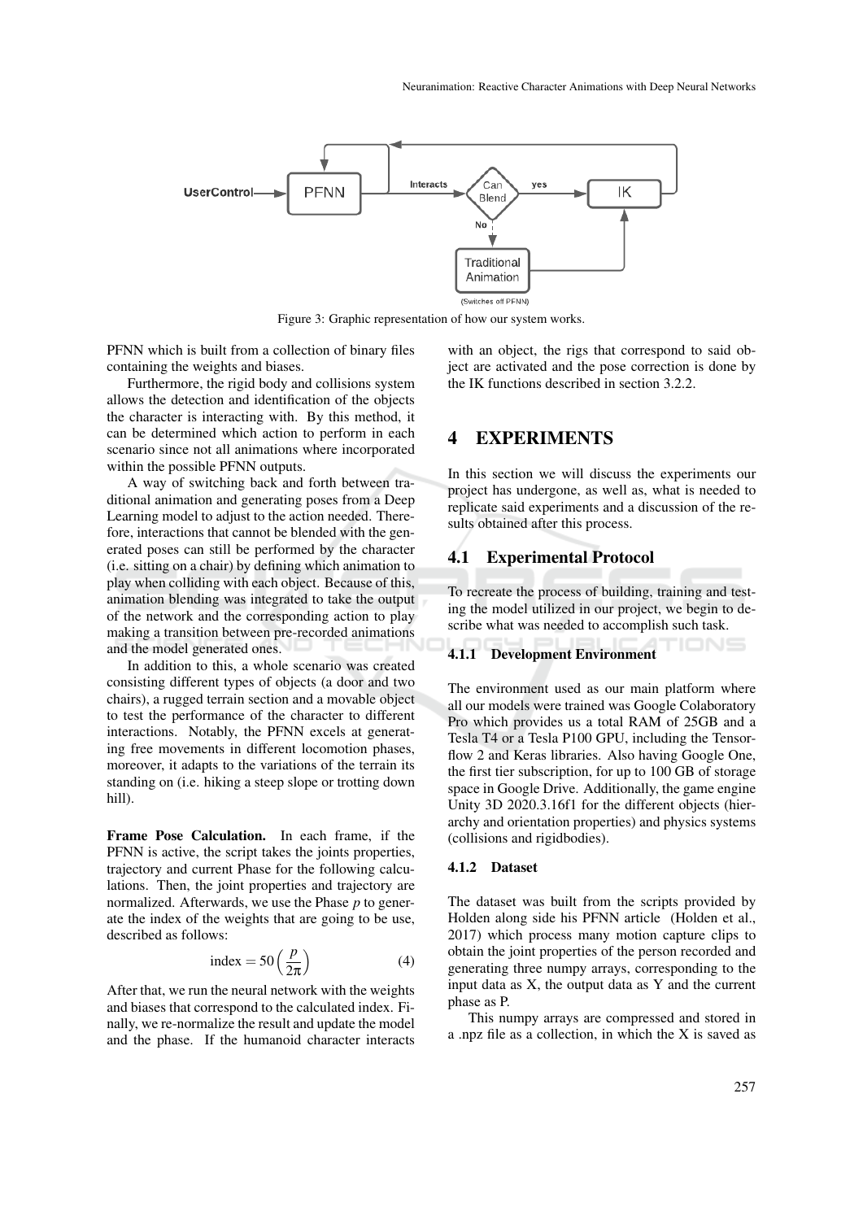Figure 3: Graphic representation of how our system works.

PFNN which is built from a collection of binary files containing the weights and biases.

Furthermore, the rigid body and collisions system allows the detection and identification of the objects the character is interacting with. By this method, it can be determined which action to perform in each scenario since not all animations where incorporated within the possible PFNN outputs.

A way of switching back and forth between traditional animation and generating poses from a Deep Learning model to adjust to the action needed. Therefore, interactions that cannot be blended with the generated poses can still be performed by the character (i.e. sitting on a chair) by defining which animation to play when colliding with each object. Because of this, animation blending was integrated to take the output of the network and the corresponding action to play making a transition between pre-recorded animations and the model generated ones.

In addition to this, a whole scenario was created consisting different types of objects (a door and two chairs), a rugged terrain section and a movable object to test the performance of the character to different interactions. Notably, the PFNN excels at generating free movements in different locomotion phases, moreover, it adapts to the variations of the terrain its standing on (i.e. hiking a steep slope or trotting down hill).

**Frame Pose Calculation.** In each frame, if the PFNN is active, the script takes the joints properties, trajectory and current Phase for the following calculations. Then, the joint properties and trajectory are normalized. Afterwards, we use the Phase $p$ to generate the index of the weights that are going to be use, described as follows:

$$\text{index} = 50\left(\frac{p}{2\pi}\right) \tag{4}$$

After that, we run the neural network with the weights and biases that correspond to the calculated index. Finally, we re-normalize the result and update the model and the phase. If the humanoid character interacts with an object, the rigs that correspond to said object are activated and the pose correction is done by the IK functions described in section 3.2.2.

# 4 EXPERIMENTS

In this section we will discuss the experiments our project has undergone, as well as, what is needed to replicate said experiments and a discussion of the results obtained after this process.

## 4.1 Experimental Protocol

To recreate the process of building, training and testing the model utilized in our project, we begin to describe what was needed to accomplish such task.

### 4.1.1 Development Environment

The environment used as our main platform where all our models were trained was Google Colaboratory Pro which provides us a total RAM of 25GB and a Tesla T4 or a Tesla P100 GPU, including the Tensorflow 2 and Keras libraries. Also having Google One, the first tier subscription, for up to 100 GB of storage space in Google Drive. Additionally, the game engine Unity 3D 2020.3.16f1 for the different objects (hierarchy and orientation properties) and physics systems (collisions and rigidbodies).

### 4.1.2 Dataset

The dataset was built from the scripts provided by Holden along side his PFNN article (Holden et al., 2017) which process many motion capture clips to obtain the joint properties of the person recorded and generating three numpy arrays, corresponding to the input data as X, the output data as Y and the current phase as P.

This numpy arrays are compressed and stored in a .npz file as a collection, in which the X is saved as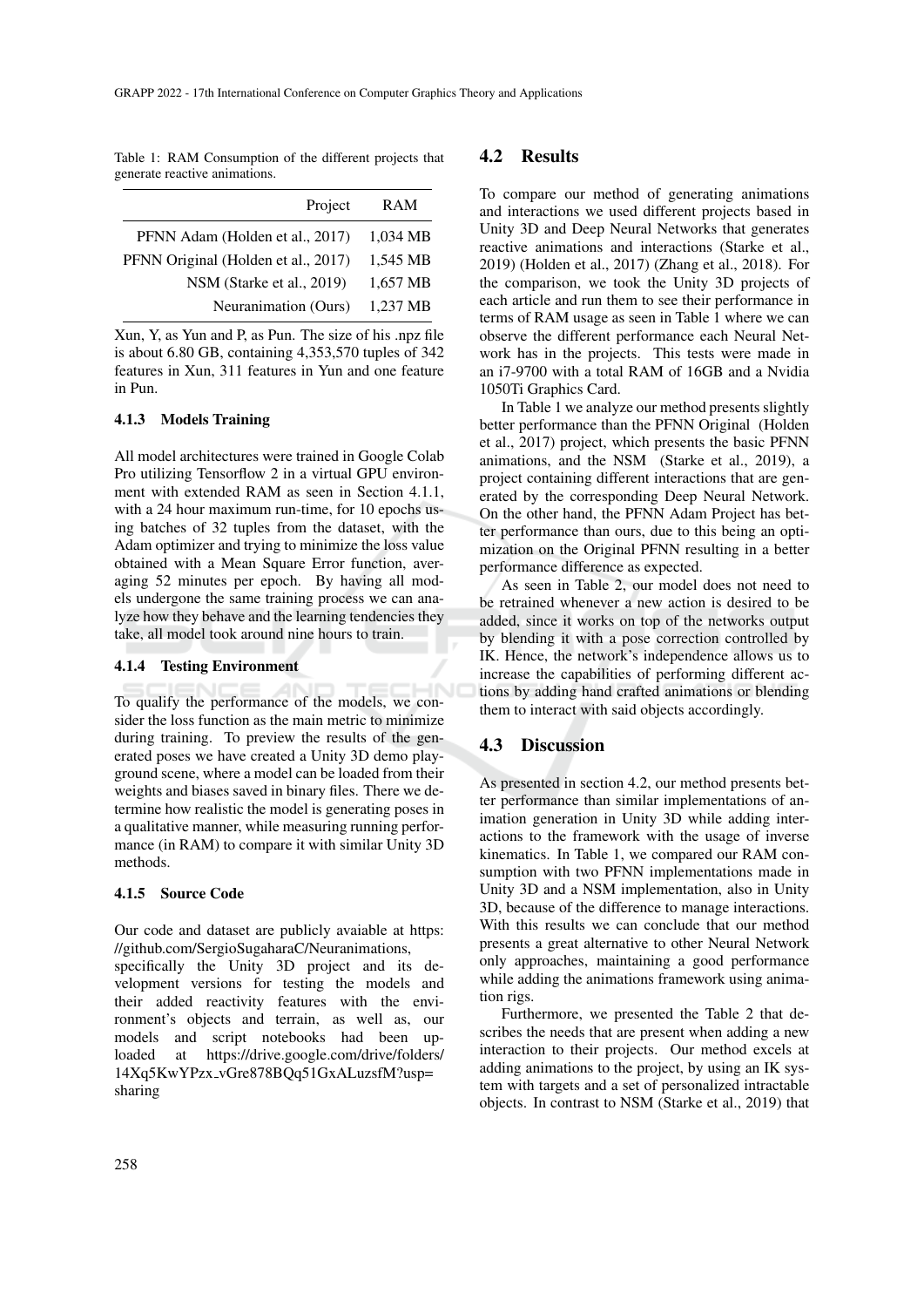Table 1: RAM Consumption of the different projects that generate reactive animations.

| Project | RAM |
|---|---|
| PFNN Adam (Holden et al., 2017) | 1,034 MB |
| PFNN Original (Holden et al., 2017) | 1,545 MB |
| NSM (Starke et al., 2019) | 1,657 MB |
| Neuranimation (Ours) | 1,237 MB |

Xun, Y, as Yun and P, as Pun. The size of his .npz file is about 6.80 GB, containing 4,353,570 tuples of 342 features in Xun, 311 features in Yun and one feature in Pun.

#### 4.1.3 Models Training

All model architectures were trained in Google Colab Pro utilizing Tensorflow 2 in a virtual GPU environment with extended RAM as seen in Section 4.1.1, with a 24 hour maximum run-time, for 10 epochs using batches of 32 tuples from the dataset, with the Adam optimizer and trying to minimize the loss value obtained with a Mean Square Error function, averaging 52 minutes per epoch. By having all models undergone the same training process we can analyze how they behave and the learning tendencies they take, all model took around nine hours to train.

#### 4.1.4 Testing Environment

To qualify the performance of the models, we consider the loss function as the main metric to minimize during training. To preview the results of the generated poses we have created a Unity 3D demo playground scene, where a model can be loaded from their weights and biases saved in binary files. There we determine how realistic the model is generating poses in a qualitative manner, while measuring running performance (in RAM) to compare it with similar Unity 3D methods.

#### 4.1.5 Source Code

Our code and dataset are publicly avaiable at https://github.com/SergioSugaharaC/Neuranimations, specifically the Unity 3D project and its development versions for testing the models and their added reactivity features with the environment's objects and terrain, as well as, our models and script notebooks had been uploaded at https://drive.google.com/drive/folders/14Xq5KwYPzx_vGre878BQq51GxALuzsfM?usp=sharing

### 4.2 Results

To compare our method of generating animations and interactions we used different projects based in Unity 3D and Deep Neural Networks that generates reactive animations and interactions (Starke et al., 2019) (Holden et al., 2017) (Zhang et al., 2018). For the comparison, we took the Unity 3D projects of each article and run them to see their performance in terms of RAM usage as seen in Table 1 where we can observe the different performance each Neural Network has in the projects. This tests were made in an i7-9700 with a total RAM of 16GB and a Nvidia 1050Ti Graphics Card.

In Table 1 we analyze our method presents slightly better performance than the PFNN Original (Holden et al., 2017) project, which presents the basic PFNN animations, and the NSM (Starke et al., 2019), a project containing different interactions that are generated by the corresponding Deep Neural Network. On the other hand, the PFNN Adam Project has better performance than ours, due to this being an optimization on the Original PFNN resulting in a better performance difference as expected.

As seen in Table 2, our model does not need to be retrained whenever a new action is desired to be added, since it works on top of the networks output by blending it with a pose correction controlled by IK. Hence, the network's independence allows us to increase the capabilities of performing different actions by adding hand crafted animations or blending them to interact with said objects accordingly.

### 4.3 Discussion

As presented in section 4.2, our method presents better performance than similar implementations of animation generation in Unity 3D while adding interactions to the framework with the usage of inverse kinematics. In Table 1, we compared our RAM consumption with two PFNN implementations made in Unity 3D and a NSM implementation, also in Unity 3D, because of the difference to manage interactions. With this results we can conclude that our method presents a great alternative to other Neural Network only approaches, maintaining a good performance while adding the animations framework using animation rigs.

Furthermore, we presented the Table 2 that describes the needs that are present when adding a new interaction to their projects. Our method excels at adding animations to the project, by using an IK system with targets and a set of personalized intractable objects. In contrast to NSM (Starke et al., 2019) that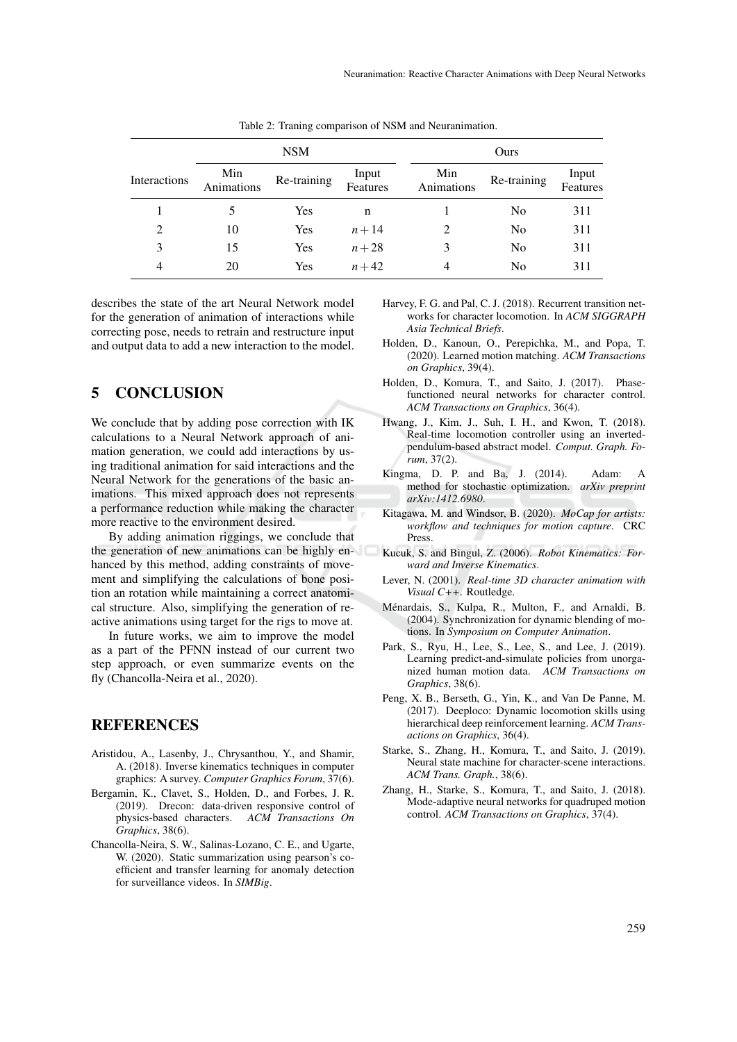Table 2: Traning comparison of NSM and Neuranimation.

| | NSM | | | Ours | | |
|---|---|---|---|---|---|---|
| Interactions | Min Animations | Re-training | Input Features | Min Animations | Re-training | Input Features |
| 1 | 5 | Yes | n | 1 | No | 311 |
| 2 | 10 | Yes | $n+14$ | 2 | No | 311 |
| 3 | 15 | Yes | $n+28$ | 3 | No | 311 |
| 4 | 20 | Yes | $n+42$ | 4 | No | 311 |

describes the state of the art Neural Network model for the generation of animation of interactions while correcting pose, needs to retrain and restructure input and output data to add a new interaction to the model.

## 5 CONCLUSION

We conclude that by adding pose correction with IK calculations to a Neural Network approach of animation generation, we could add interactions by using traditional animation for said interactions and the Neural Network for the generations of the basic animations. This mixed approach does not represents a performance reduction while making the character more reactive to the environment desired.

By adding animation riggings, we conclude that the generation of new animations can be highly enhanced by this method, adding constraints of movement and simplifying the calculations of bone position an rotation while maintaining a correct anatomical structure. Also, simplifying the generation of reactive animations using target for the rigs to move at.

In future works, we aim to improve the model as a part of the PFNN instead of our current two step approach, or even summarize events on the fly (Chancolla-Neira et al., 2020).

## REFERENCES

Aristidou, A., Lasenby, J., Chrysanthou, Y., and Shamir, A. (2018). Inverse kinematics techniques in computer graphics: A survey. *Computer Graphics Forum*, 37(6).

Bergamin, K., Clavet, S., Holden, D., and Forbes, J. R. (2019). Drecon: data-driven responsive control of physics-based characters. *ACM Transactions On Graphics*, 38(6).

Chancolla-Neira, S. W., Salinas-Lozano, C. E., and Ugarte, W. (2020). Static summarization using pearson's coefficient and transfer learning for anomaly detection for surveillance videos. In *SIMBig*.

Harvey, F. G. and Pal, C. J. (2018). Recurrent transition networks for character locomotion. In *ACM SIGGRAPH Asia Technical Briefs*.

Holden, D., Kanoun, O., Perepichka, M., and Popa, T. (2020). Learned motion matching. *ACM Transactions on Graphics*, 39(4).

Holden, D., Komura, T., and Saito, J. (2017). Phase-functioned neural networks for character control. *ACM Transactions on Graphics*, 36(4).

Hwang, J., Kim, J., Suh, I. H., and Kwon, T. (2018). Real-time locomotion controller using an inverted-pendulum-based abstract model. *Comput. Graph. Forum*, 37(2).

Kingma, D. P. and Ba, J. (2014). Adam: A method for stochastic optimization. *arXiv preprint arXiv:1412.6980*.

Kitagawa, M. and Windsor, B. (2020). *MoCap for artists: workflow and techniques for motion capture*. CRC Press.

Kucuk, S. and Bingul, Z. (2006). *Robot Kinematics: Forward and Inverse Kinematics*.

Lever, N. (2001). *Real-time 3D character animation with Visual C++*. Routledge.

Ménardais, S., Kulpa, R., Multon, F., and Arnaldi, B. (2004). Synchronization for dynamic blending of motions. In *Symposium on Computer Animation*.

Park, S., Ryu, H., Lee, S., Lee, S., and Lee, J. (2019). Learning predict-and-simulate policies from unorganized human motion data. *ACM Transactions on Graphics*, 38(6).

Peng, X. B., Berseth, G., Yin, K., and Van De Panne, M. (2017). Deeploco: Dynamic locomotion skills using hierarchical deep reinforcement learning. *ACM Transactions on Graphics*, 36(4).

Starke, S., Zhang, H., Komura, T., and Saito, J. (2019). Neural state machine for character-scene interactions. *ACM Trans. Graph.*, 38(6).

Zhang, H., Starke, S., Komura, T., and Saito, J. (2018). Mode-adaptive neural networks for quadruped motion control. *ACM Transactions on Graphics*, 37(4).